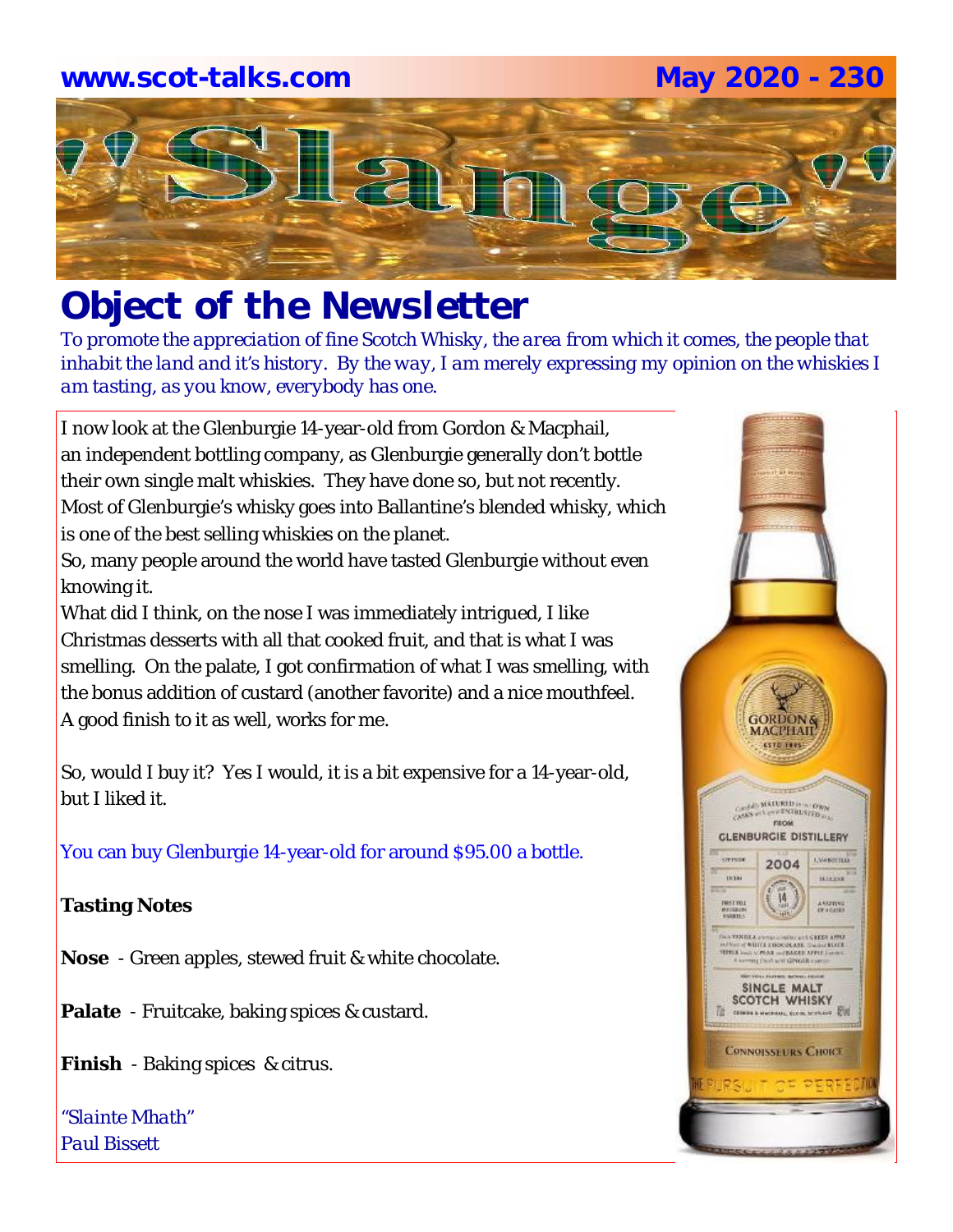www.scot-talks.com May 2020 - 230

# Slange

## Object of the Newsletter

*To promote the appreciation of fine Scotch Whisky, the area from which it comes, the people that inhabit the land and it's history. By the way, I am merely expressing my opinion on the whiskies I am tasting, as you know, everybody has one.*

I now look at the Glenburgie 14-year-old from Gordon & Macphail, an independent bottling company, as Glenburgie generally don't bottle their own single malt whiskies. They have done so, but not recently. Most of Glenburgie's whisky goes into Ballantine's blended whisky, which is one of the best selling whiskies on the planet.

So, many people around the world have tasted Glenburgie without even knowing it.

What did I think, on the nose I was immediately intrigued, I like Christmas desserts with all that cooked fruit, and that is what I was smelling. On the palate, I got confirmation of what I was smelling, with the bonus addition of custard (another favorite) and a nice mouthfeel. A good finish to it as well, works for me.

So, would I buy it? Yes I would, it is a bit expensive for a 14-year-old, but I liked it.

You can buy Glenburgie 14-year-old for around $95.00 a bottle.

**Tasting Notes**

**Nose** - Green apples, stewed fruit & white chocolate.

**Palate** - Fruitcake, baking spices & custard.

**Finish** - Baking spices & citrus.

*"Slainte Mhath"*
*Paul Bissett*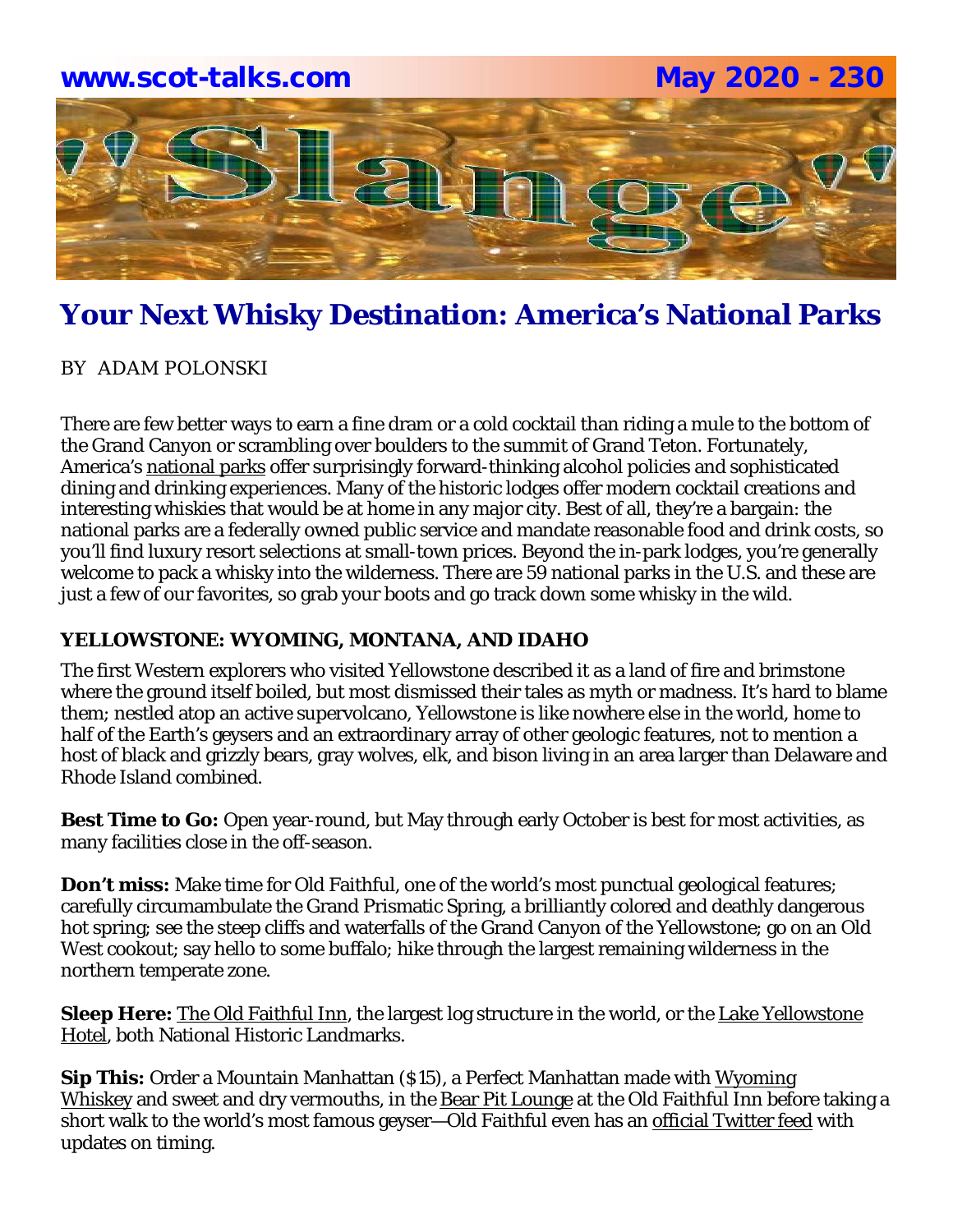# Your Next Whisky Destination: America's National Parks

BY ADAM POLONSKI

There are few better ways to earn a fine dram or a cold cocktail than riding a mule to the bottom of the Grand Canyon or scrambling over boulders to the summit of Grand Teton. Fortunately, America's national parks offer surprisingly forward-thinking alcohol policies and sophisticated dining and drinking experiences. Many of the historic lodges offer modern cocktail creations and interesting whiskies that would be at home in any major city. Best of all, they're a bargain: the national parks are a federally owned public service and mandate reasonable food and drink costs, so you'll find luxury resort selections at small-town prices. Beyond the in-park lodges, you're generally welcome to pack a whisky into the wilderness. There are 59 national parks in the U.S. and these are just a few of our favorites, so grab your boots and go track down some whisky in the wild.

### YELLOWSTONE: WYOMING, MONTANA, AND IDAHO

The first Western explorers who visited Yellowstone described it as a land of fire and brimstone where the ground itself boiled, but most dismissed their tales as myth or madness. It's hard to blame them; nestled atop an active supervolcano, Yellowstone is like nowhere else in the world, home to half of the Earth's geysers and an extraordinary array of other geologic features, not to mention a host of black and grizzly bears, gray wolves, elk, and bison living in an area larger than Delaware and Rhode Island combined.

**Best Time to Go:** Open year-round, but May through early October is best for most activities, as many facilities close in the off-season.

**Don't miss:** Make time for Old Faithful, one of the world's most punctual geological features; carefully circumambulate the Grand Prismatic Spring, a brilliantly colored and deathly dangerous hot spring; see the steep cliffs and waterfalls of the Grand Canyon of the Yellowstone; go on an Old West cookout; say hello to some buffalo; hike through the largest remaining wilderness in the northern temperate zone.

**Sleep Here:** The Old Faithful Inn, the largest log structure in the world, or the Lake Yellowstone Hotel, both National Historic Landmarks.

**Sip This:** Order a Mountain Manhattan ($15), a Perfect Manhattan made with Wyoming Whiskey and sweet and dry vermouths, in the Bear Pit Lounge at the Old Faithful Inn before taking a short walk to the world's most famous geyser—Old Faithful even has an official Twitter feed with updates on timing.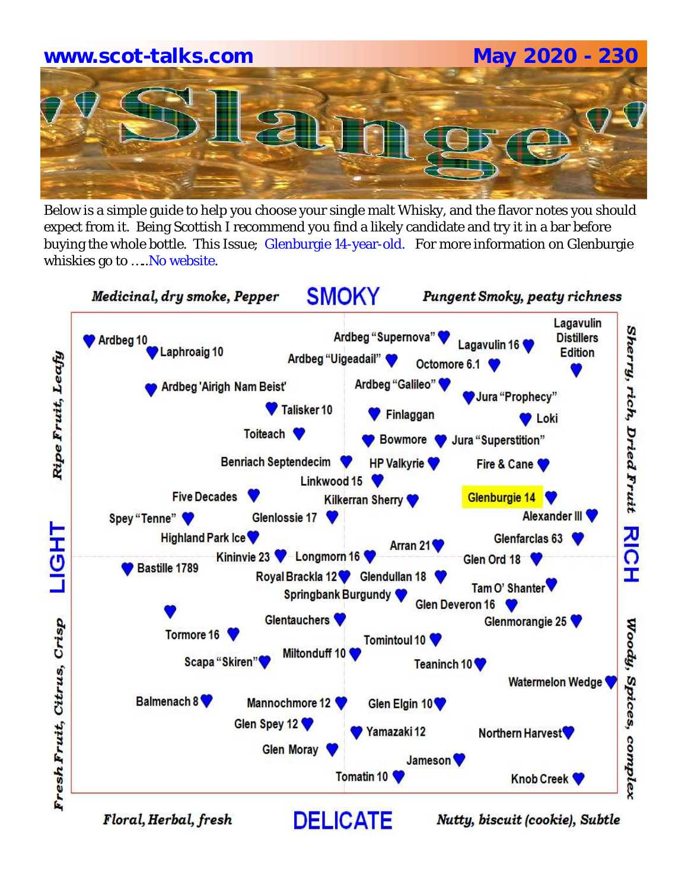www.scot-talks.com May 2020 - 230

# Slange

Below is a simple guide to help you choose your single malt Whisky, and the flavor notes you should expect from it. Being Scottish I recommend you find a likely candidate and try it in a bar before buying the whole bottle. This Issue; Glenburgie 14-year-old. For more information on Glenburgie whiskies go to …..No website.

**SMOKY**

*Medicinal, dry smoke, Pepper* — *Pungent Smoky, peaty richness*

**LIGHT** — *Ripe Fruit, Leafy* / *Fresh Fruit, Citrus, Crisp*

**RICH** — *Sherry, rich, Dried Fruit* / *Woody, Spices, complex*

**DELICATE**

*Floral, Herbal, fresh* — *Nutty, biscuit (cookie), Subtle*

Ardbeg 10, Laphroaig 10, Ardbeg "Supernova", Lagavulin 16, Lagavulin Distillers Edition, Ardbeg "Uigeadail", Octomore 6.1, Ardbeg 'Airigh Nam Beist', Ardbeg "Galileo", Jura "Prophecy", Talisker 10, Finlaggan, Loki, Toiteach, Bowmore, Jura "Superstition", Benriach Septendecim, HP Valkyrie, Fire & Cane, Linkwood 15, Five Decades, Kilkerran Sherry, Glenburgie 14, Spey "Tenne", Glenlossie 17, Alexander III, Highland Park Ice, Arran 21, Glenfarclas 63, Kininvie 23, Longmorn 16, Glen Ord 18, Bastille 1789, Royal Brackla 12, Glendullan 18, Springbank Burgundy, Tam O' Shanter, Glen Deveron 16, Glentauchers, Glenmorangie 25, Tormore 16, Tomintoul 10, Miltonduff 10, Scapa "Skiren", Teaninch 10, Watermelon Wedge, Balmenach 8, Mannochmore 12, Glen Elgin 10, Glen Spey 12, Yamazaki 12, Northern Harvest, Glen Moray, Jameson, Tomatin 10, Knob Creek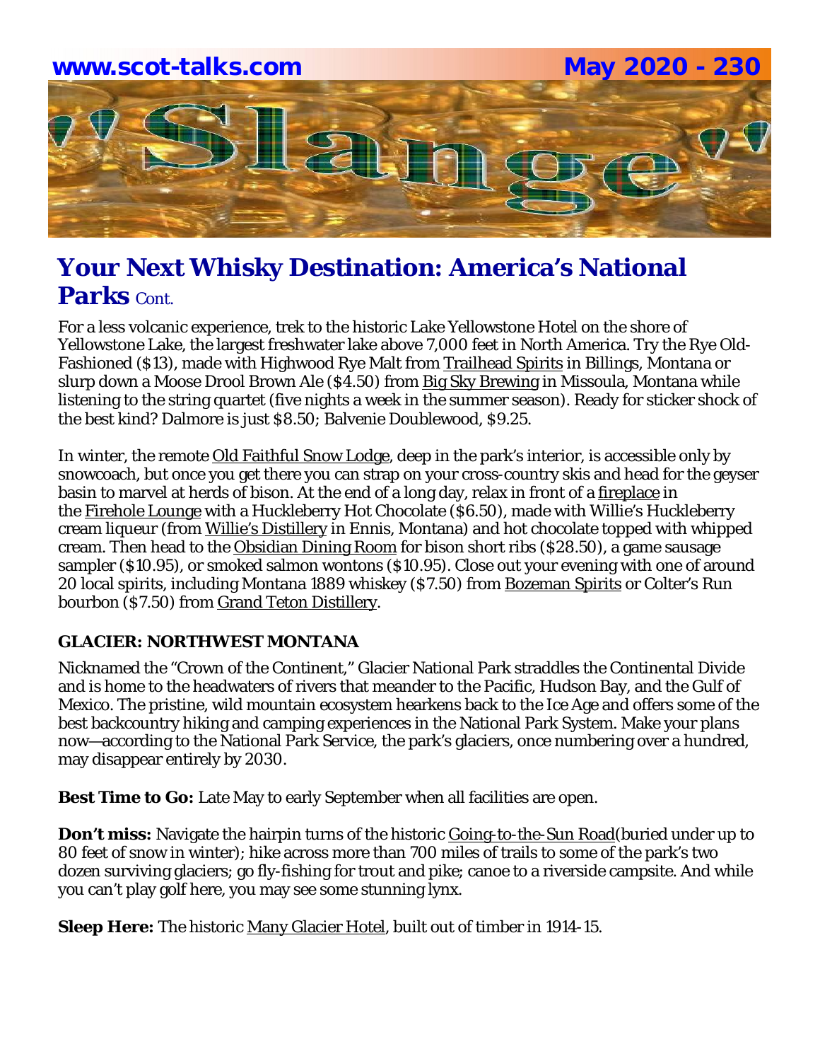# Your Next Whisky Destination: America's National Parks Cont.

For a less volcanic experience, trek to the historic Lake Yellowstone Hotel on the shore of Yellowstone Lake, the largest freshwater lake above 7,000 feet in North America. Try the Rye Old-Fashioned ($13), made with Highwood Rye Malt from Trailhead Spirits in Billings, Montana or slurp down a Moose Drool Brown Ale ($4.50) from Big Sky Brewing in Missoula, Montana while listening to the string quartet (five nights a week in the summer season). Ready for sticker shock of the best kind? Dalmore is just $8.50; Balvenie Doublewood, $9.25.

In winter, the remote Old Faithful Snow Lodge, deep in the park's interior, is accessible only by snowcoach, but once you get there you can strap on your cross-country skis and head for the geyser basin to marvel at herds of bison. At the end of a long day, relax in front of a fireplace in the Firehole Lounge with a Huckleberry Hot Chocolate ($6.50), made with Willie's Huckleberry cream liqueur (from Willie's Distillery in Ennis, Montana) and hot chocolate topped with whipped cream. Then head to the Obsidian Dining Room for bison short ribs ($28.50), a game sausage sampler ($10.95), or smoked salmon wontons ($10.95). Close out your evening with one of around 20 local spirits, including Montana 1889 whiskey ($7.50) from Bozeman Spirits or Colter's Run bourbon ($7.50) from Grand Teton Distillery.

### GLACIER: NORTHWEST MONTANA

Nicknamed the "Crown of the Continent," Glacier National Park straddles the Continental Divide and is home to the headwaters of rivers that meander to the Pacific, Hudson Bay, and the Gulf of Mexico. The pristine, wild mountain ecosystem hearkens back to the Ice Age and offers some of the best backcountry hiking and camping experiences in the National Park System. Make your plans now—according to the National Park Service, the park's glaciers, once numbering over a hundred, may disappear entirely by 2030.

**Best Time to Go:** Late May to early September when all facilities are open.

**Don't miss:** Navigate the hairpin turns of the historic Going-to-the-Sun Road(buried under up to 80 feet of snow in winter); hike across more than 700 miles of trails to some of the park's two dozen surviving glaciers; go fly-fishing for trout and pike; canoe to a riverside campsite. And while you can't play golf here, you may see some stunning lynx.

**Sleep Here:** The historic Many Glacier Hotel, built out of timber in 1914-15.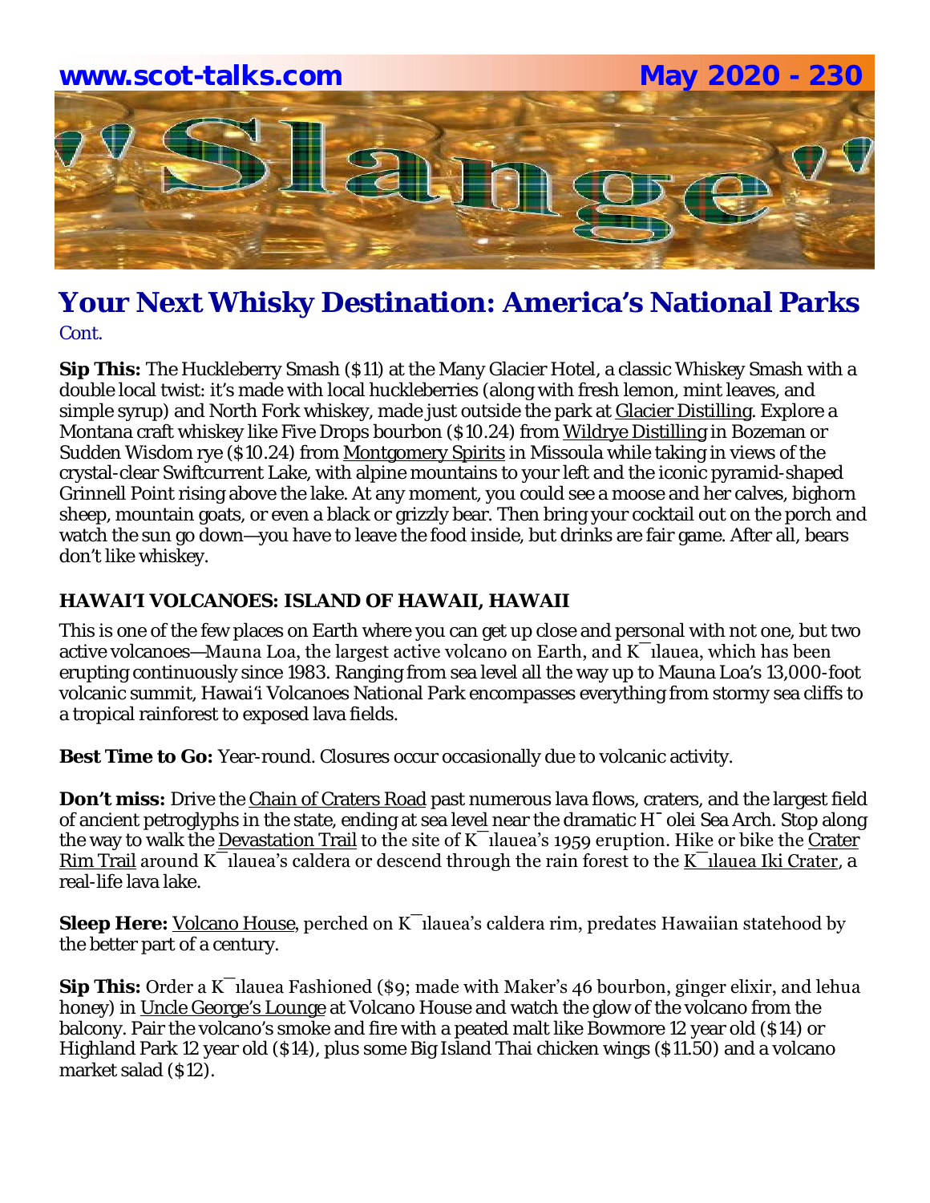## Your Next Whisky Destination: America's National Parks

Cont.

**Sip This:** The Huckleberry Smash ($11) at the Many Glacier Hotel, a classic Whiskey Smash with a double local twist: it's made with local huckleberries (along with fresh lemon, mint leaves, and simple syrup) and North Fork whiskey, made just outside the park at Glacier Distilling. Explore a Montana craft whiskey like Five Drops bourbon ($10.24) from Wildrye Distilling in Bozeman or Sudden Wisdom rye ($10.24) from Montgomery Spirits in Missoula while taking in views of the crystal-clear Swiftcurrent Lake, with alpine mountains to your left and the iconic pyramid-shaped Grinnell Point rising above the lake. At any moment, you could see a moose and her calves, bighorn sheep, mountain goats, or even a black or grizzly bear. Then bring your cocktail out on the porch and watch the sun go down—you have to leave the food inside, but drinks are fair game. After all, bears don't like whiskey.

### HAWAI'I VOLCANOES: ISLAND OF HAWAII, HAWAII

This is one of the few places on Earth where you can get up close and personal with not one, but two active volcanoes—Mauna Loa, the largest active volcano on Earth, and K¯ılauea, which has been erupting continuously since 1983. Ranging from sea level all the way up to Mauna Loa's 13,000-foot volcanic summit, Hawai'i Volcanoes National Park encompasses everything from stormy sea cliffs to a tropical rainforest to exposed lava fields.

**Best Time to Go:** Year-round. Closures occur occasionally due to volcanic activity.

**Don't miss:** Drive the Chain of Craters Road past numerous lava flows, craters, and the largest field of ancient petroglyphs in the state, ending at sea level near the dramatic H¯olei Sea Arch. Stop along the way to walk the Devastation Trail to the site of K¯ılauea's 1959 eruption. Hike or bike the Crater Rim Trail around K¯ılauea's caldera or descend through the rain forest to the K¯ılauea Iki Crater, a real-life lava lake.

**Sleep Here:** Volcano House, perched on K¯ılauea's caldera rim, predates Hawaiian statehood by the better part of a century.

**Sip This:** Order a K¯ılauea Fashioned ($9; made with Maker's 46 bourbon, ginger elixir, and lehua honey) in Uncle George's Lounge at Volcano House and watch the glow of the volcano from the balcony. Pair the volcano's smoke and fire with a peated malt like Bowmore 12 year old ($14) or Highland Park 12 year old ($14), plus some Big Island Thai chicken wings ($11.50) and a volcano market salad ($12).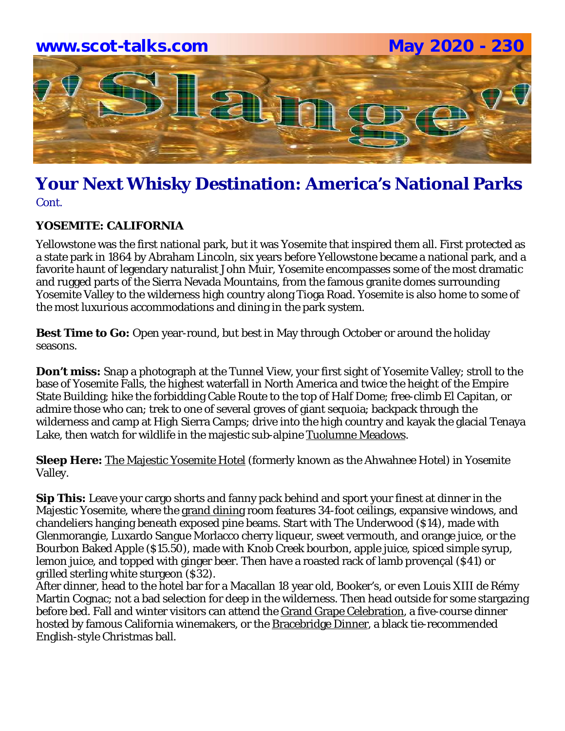# Your Next Whisky Destination: America's National Parks

Cont.

**YOSEMITE: CALIFORNIA**

Yellowstone was the first national park, but it was Yosemite that inspired them all. First protected as a state park in 1864 by Abraham Lincoln, six years before Yellowstone became a national park, and a favorite haunt of legendary naturalist John Muir, Yosemite encompasses some of the most dramatic and rugged parts of the Sierra Nevada Mountains, from the famous granite domes surrounding Yosemite Valley to the wilderness high country along Tioga Road. Yosemite is also home to some of the most luxurious accommodations and dining in the park system.

**Best Time to Go:** Open year-round, but best in May through October or around the holiday seasons.

**Don't miss:** Snap a photograph at the Tunnel View, your first sight of Yosemite Valley; stroll to the base of Yosemite Falls, the highest waterfall in North America and twice the height of the Empire State Building; hike the forbidding Cable Route to the top of Half Dome; free-climb El Capitan, or admire those who can; trek to one of several groves of giant sequoia; backpack through the wilderness and camp at High Sierra Camps; drive into the high country and kayak the glacial Tenaya Lake, then watch for wildlife in the majestic sub-alpine Tuolumne Meadows.

**Sleep Here:** The Majestic Yosemite Hotel (formerly known as the Ahwahnee Hotel) in Yosemite Valley.

**Sip This:** Leave your cargo shorts and fanny pack behind and sport your finest at dinner in the Majestic Yosemite, where the grand dining room features 34-foot ceilings, expansive windows, and chandeliers hanging beneath exposed pine beams. Start with The Underwood ($14), made with Glenmorangie, Luxardo Sangue Morlacco cherry liqueur, sweet vermouth, and orange juice, or the Bourbon Baked Apple ($15.50), made with Knob Creek bourbon, apple juice, spiced simple syrup, lemon juice, and topped with ginger beer. Then have a roasted rack of lamb provençal ($41) or grilled sterling white sturgeon ($32).

After dinner, head to the hotel bar for a Macallan 18 year old, Booker's, or even Louis XIII de Rémy Martin Cognac; not a bad selection for deep in the wilderness. Then head outside for some stargazing before bed. Fall and winter visitors can attend the Grand Grape Celebration, a five-course dinner hosted by famous California winemakers, or the Bracebridge Dinner, a black tie-recommended English-style Christmas ball.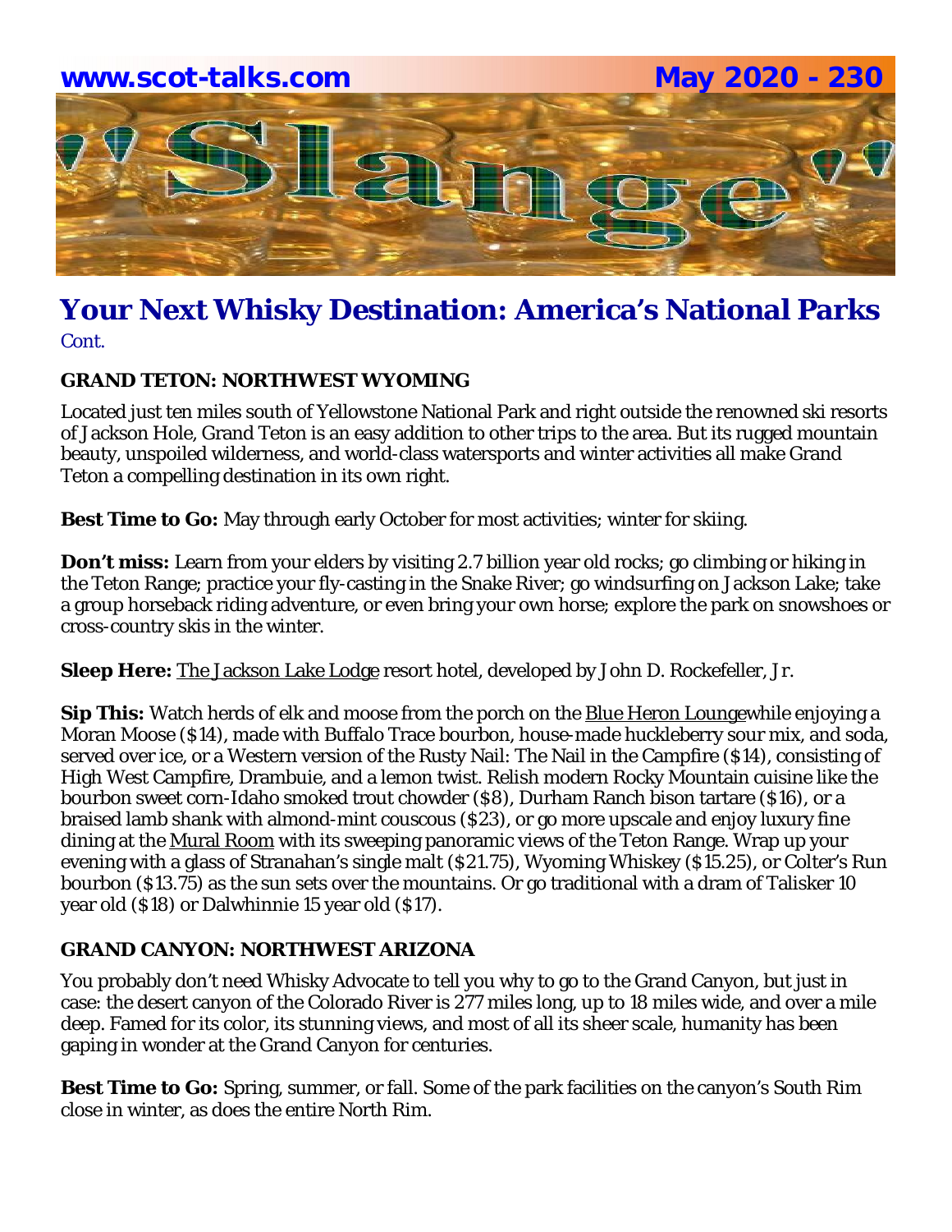# Your Next Whisky Destination: America's National Parks

Cont.

**GRAND TETON: NORTHWEST WYOMING**

Located just ten miles south of Yellowstone National Park and right outside the renowned ski resorts of Jackson Hole, Grand Teton is an easy addition to other trips to the area. But its rugged mountain beauty, unspoiled wilderness, and world-class watersports and winter activities all make Grand Teton a compelling destination in its own right.

**Best Time to Go:** May through early October for most activities; winter for skiing.

**Don't miss:** Learn from your elders by visiting 2.7 billion year old rocks; go climbing or hiking in the Teton Range; practice your fly-casting in the Snake River; go windsurfing on Jackson Lake; take a group horseback riding adventure, or even bring your own horse; explore the park on snowshoes or cross-country skis in the winter.

**Sleep Here:** The Jackson Lake Lodge resort hotel, developed by John D. Rockefeller, Jr.

**Sip This:** Watch herds of elk and moose from the porch on the Blue Heron Loungewhile enjoying a Moran Moose ($14), made with Buffalo Trace bourbon, house-made huckleberry sour mix, and soda, served over ice, or a Western version of the Rusty Nail: The Nail in the Campfire ($14), consisting of High West Campfire, Drambuie, and a lemon twist. Relish modern Rocky Mountain cuisine like the bourbon sweet corn-Idaho smoked trout chowder ($8), Durham Ranch bison tartare ($16), or a braised lamb shank with almond-mint couscous ($23), or go more upscale and enjoy luxury fine dining at the Mural Room with its sweeping panoramic views of the Teton Range. Wrap up your evening with a glass of Stranahan's single malt ($21.75), Wyoming Whiskey ($15.25), or Colter's Run bourbon ($13.75) as the sun sets over the mountains. Or go traditional with a dram of Talisker 10 year old ($18) or Dalwhinnie 15 year old ($17).

**GRAND CANYON: NORTHWEST ARIZONA**

You probably don't need Whisky Advocate to tell you why to go to the Grand Canyon, but just in case: the desert canyon of the Colorado River is 277 miles long, up to 18 miles wide, and over a mile deep. Famed for its color, its stunning views, and most of all its sheer scale, humanity has been gaping in wonder at the Grand Canyon for centuries.

**Best Time to Go:** Spring, summer, or fall. Some of the park facilities on the canyon's South Rim close in winter, as does the entire North Rim.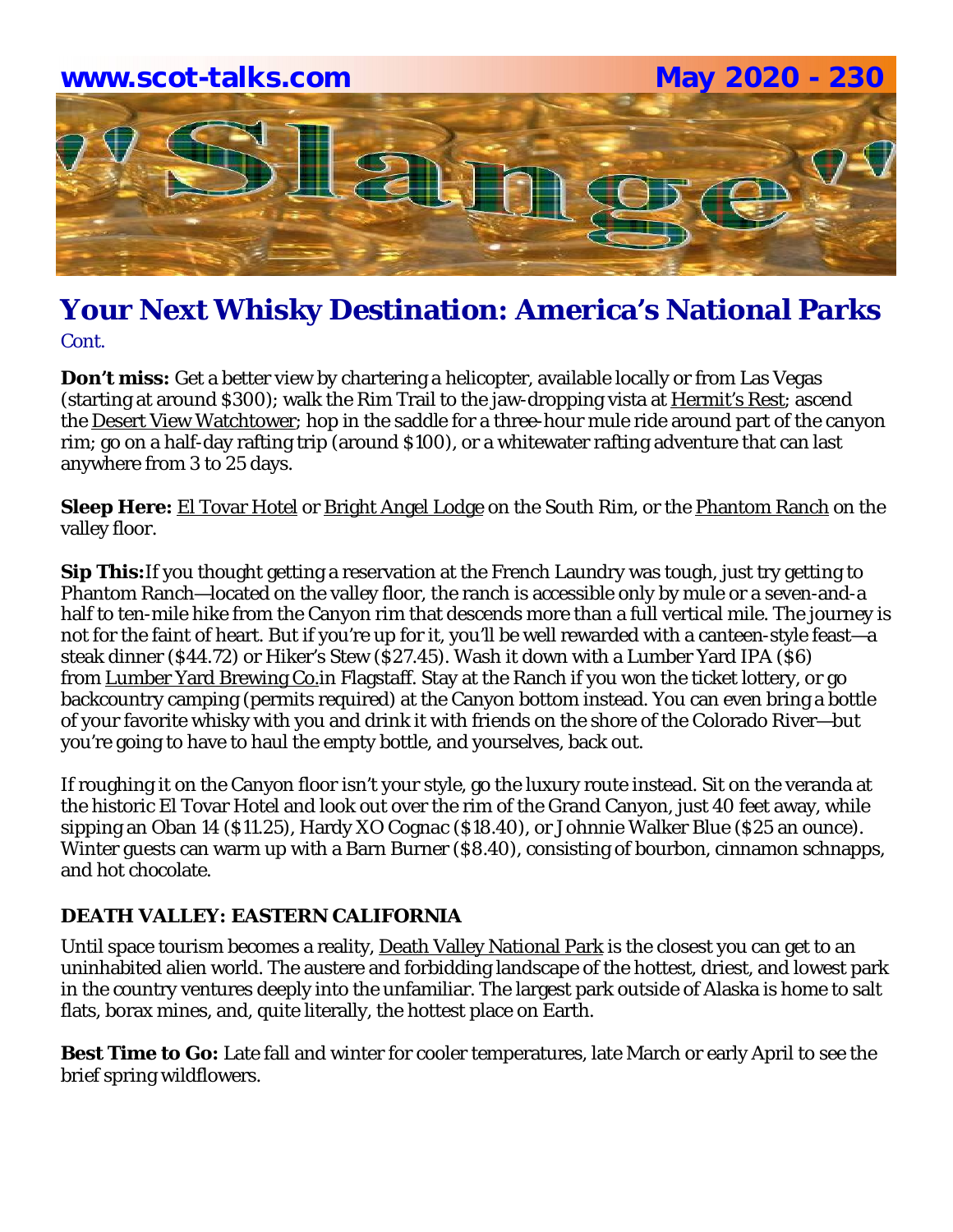## Your Next Whisky Destination: America's National Parks

Cont.

**Don't miss:** Get a better view by chartering a helicopter, available locally or from Las Vegas (starting at around $300); walk the Rim Trail to the jaw-dropping vista at Hermit's Rest; ascend the Desert View Watchtower; hop in the saddle for a three-hour mule ride around part of the canyon rim; go on a half-day rafting trip (around $100), or a whitewater rafting adventure that can last anywhere from 3 to 25 days.

**Sleep Here:** El Tovar Hotel or Bright Angel Lodge on the South Rim, or the Phantom Ranch on the valley floor.

**Sip This:** If you thought getting a reservation at the French Laundry was tough, just try getting to Phantom Ranch—located on the valley floor, the ranch is accessible only by mule or a seven-and-a half to ten-mile hike from the Canyon rim that descends more than a full vertical mile. The journey is not for the faint of heart. But if you're up for it, you'll be well rewarded with a canteen-style feast—a steak dinner ($44.72) or Hiker's Stew ($27.45). Wash it down with a Lumber Yard IPA ($6) from Lumber Yard Brewing Co. in Flagstaff. Stay at the Ranch if you won the ticket lottery, or go backcountry camping (permits required) at the Canyon bottom instead. You can even bring a bottle of your favorite whisky with you and drink it with friends on the shore of the Colorado River—but you're going to have to haul the empty bottle, and yourselves, back out.

If roughing it on the Canyon floor isn't your style, go the luxury route instead. Sit on the veranda at the historic El Tovar Hotel and look out over the rim of the Grand Canyon, just 40 feet away, while sipping an Oban 14 ($11.25), Hardy XO Cognac ($18.40), or Johnnie Walker Blue ($25 an ounce). Winter guests can warm up with a Barn Burner ($8.40), consisting of bourbon, cinnamon schnapps, and hot chocolate.

### DEATH VALLEY: EASTERN CALIFORNIA

Until space tourism becomes a reality, Death Valley National Park is the closest you can get to an uninhabited alien world. The austere and forbidding landscape of the hottest, driest, and lowest park in the country ventures deeply into the unfamiliar. The largest park outside of Alaska is home to salt flats, borax mines, and, quite literally, the hottest place on Earth.

**Best Time to Go:** Late fall and winter for cooler temperatures, late March or early April to see the brief spring wildflowers.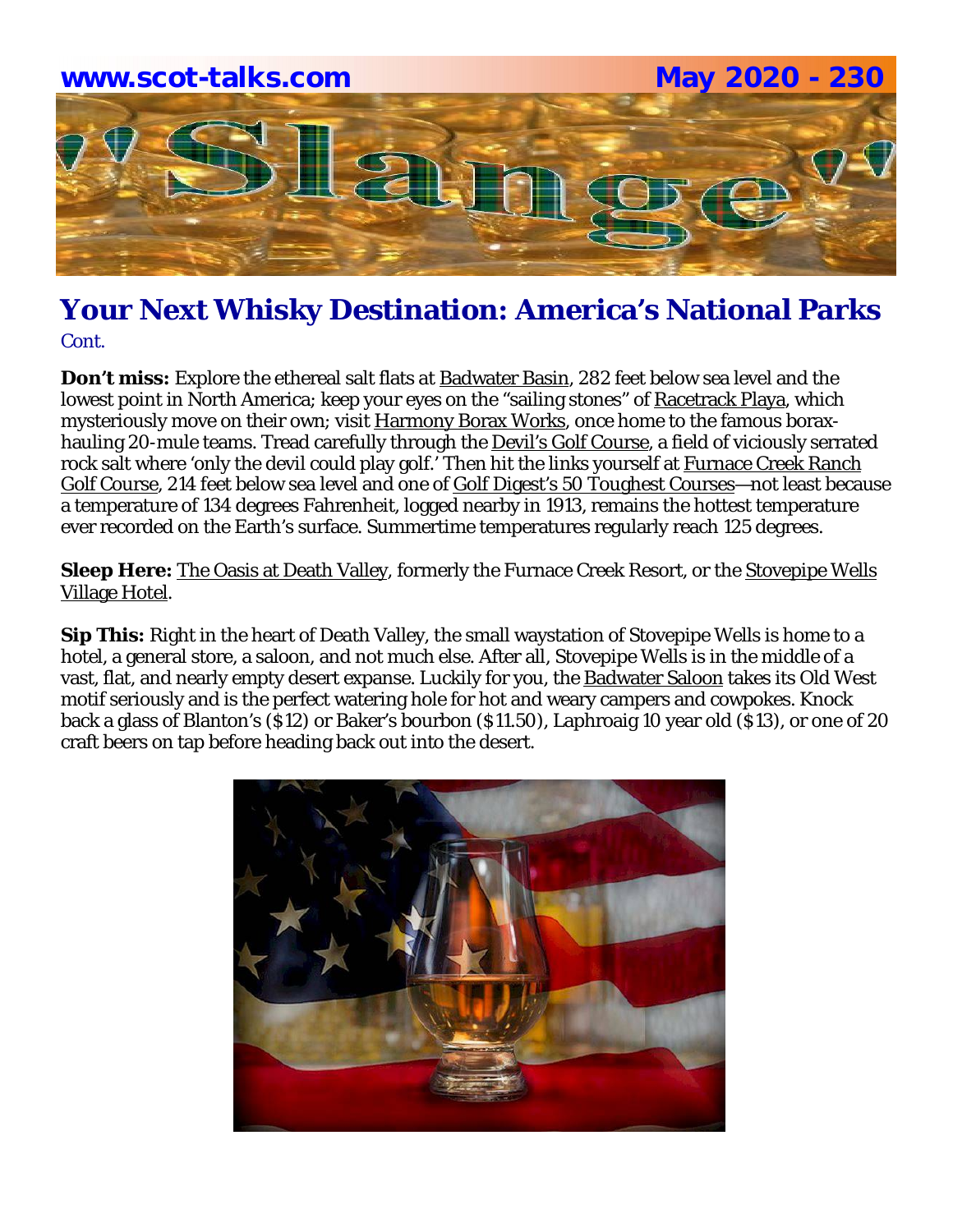## Your Next Whisky Destination: America's National Parks

Cont.

**Don't miss:** Explore the ethereal salt flats at Badwater Basin, 282 feet below sea level and the lowest point in North America; keep your eyes on the "sailing stones" of Racetrack Playa, which mysteriously move on their own; visit Harmony Borax Works, once home to the famous borax-hauling 20-mule teams. Tread carefully through the Devil's Golf Course, a field of viciously serrated rock salt where 'only the devil could play golf.' Then hit the links yourself at Furnace Creek Ranch Golf Course, 214 feet below sea level and one of Golf Digest's 50 Toughest Courses—not least because a temperature of 134 degrees Fahrenheit, logged nearby in 1913, remains the hottest temperature ever recorded on the Earth's surface. Summertime temperatures regularly reach 125 degrees.

**Sleep Here:** The Oasis at Death Valley, formerly the Furnace Creek Resort, or the Stovepipe Wells Village Hotel.

**Sip This:** Right in the heart of Death Valley, the small waystation of Stovepipe Wells is home to a hotel, a general store, a saloon, and not much else. After all, Stovepipe Wells is in the middle of a vast, flat, and nearly empty desert expanse. Luckily for you, the Badwater Saloon takes its Old West motif seriously and is the perfect watering hole for hot and weary campers and cowpokes. Knock back a glass of Blanton's ($12) or Baker's bourbon ($11.50), Laphroaig 10 year old ($13), or one of 20 craft beers on tap before heading back out into the desert.